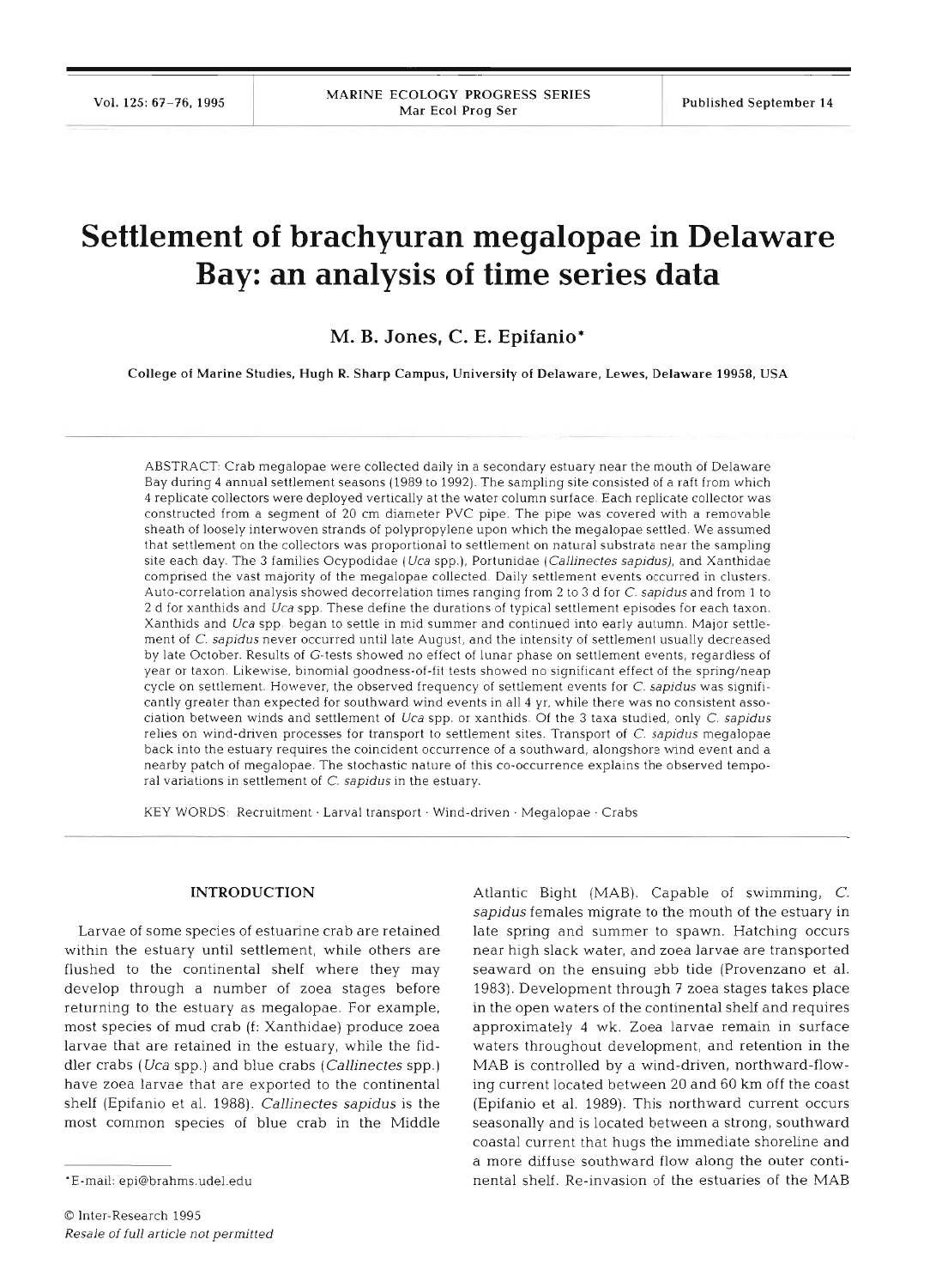# Settlement of brachyuran megalopae in Delaware Bay: an analysis of time series data

**M. B. Jones, C. E. Epifanio***

College of Marine Studies, Hugh R. Sharp Campus, University of Delaware, Lewes, Delaware 19958, USA

ABSTRACT: Crab megalopae were collected daily in a secondary estuary near the mouth of Delaware Bay during 4 annual settlement seasons (1989 to 1992). The sampling site consisted of a raft from which 4 replicate collectors were deployed vertically at the water column surface. Each replicate collector was constructed from a segment of 20 cm diameter PVC pipe. The pipe was covered with a removable sheath of loosely interwoven strands of polypropylene upon which the megalopae settled. We assumed that settlement on the collectors was proportional to settlement on natural substrata near the sampling site each day. The 3 families Ocypodidae (*Uca* spp.), Portunidae (*Callinectes sapidus*), and Xanthidae comprised the vast majority of the megalopae collected. Daily settlement events occurred in clusters. Auto-correlation analysis showed decorrelation times ranging from 2 to 3 d for *C. sapidus* and from 1 to 2 d for xanthids and *Uca* spp. These define the durations of typical settlement episodes for each taxon. Xanthids and *Uca* spp. began to settle in mid summer and continued into early autumn. Major settlement of *C. sapidus* never occurred until late August, and the intensity of settlement usually decreased by late October. Results of G-tests showed no effect of lunar phase on settlement events, regardless of year or taxon. Likewise, binomial goodness-of-fit tests showed no significant effect of the spring/neap cycle on settlement. However, the observed frequency of settlement events for *C. sapidus* was significantly greater than expected for southward wind events in all 4 yr, while there was no consistent association between winds and settlement of *Uca* spp. or xanthids. Of the 3 taxa studied, only *C. sapidus* relies on wind-driven processes for transport to settlement sites. Transport of *C. sapidus* megalopae back into the estuary requires the coincident occurrence of a southward, alongshore wind event and a nearby patch of megalopae. The stochastic nature of this co-occurrence explains the observed temporal variations in settlement of *C. sapidus* in the estuary.

KEY WORDS: Recruitment · Larval transport · Wind-driven · Megalopae · Crabs

## INTRODUCTION

Larvae of some species of estuarine crab are retained within the estuary until settlement, while others are flushed to the continental shelf where they may develop through a number of zoea stages before returning to the estuary as megalopae. For example, most species of mud crab (f: Xanthidae) produce zoea larvae that are retained in the estuary, while the fiddler crabs (*Uca* spp.) and blue crabs (*Callinectes* spp.) have zoea larvae that are exported to the continental shelf (Epifanio et al. 1988). *Callinectes sapidus* is the most common species of blue crab in the Middle Atlantic Bight (MAB). Capable of swimming, *C. sapidus* females migrate to the mouth of the estuary in late spring and summer to spawn. Hatching occurs near high slack water, and zoea larvae are transported seaward on the ensuing ebb tide (Provenzano et al. 1983). Development through 7 zoea stages takes place in the open waters of the continental shelf and requires approximately 4 wk. Zoea larvae remain in surface waters throughout development, and retention in the MAB is controlled by a wind-driven, northward-flowing current located between 20 and 60 km off the coast (Epifanio et al. 1989). This northward current occurs seasonally and is located between a strong, southward coastal current that hugs the immediate shoreline and a more diffuse southward flow along the outer continental shelf. Re-invasion of the estuaries of the MAB

*E-mail: epi@brahms.udel.edu

© Inter-Research 1995
*Resale of full article not permitted*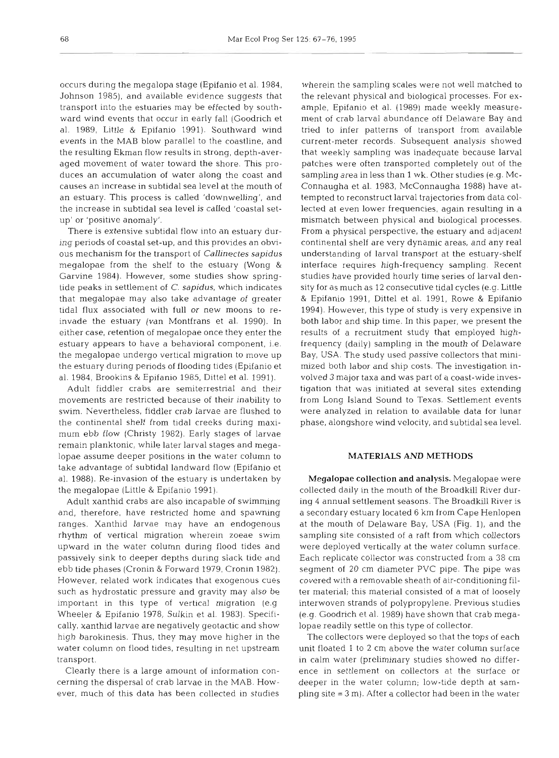occurs during the megalopa stage (Epifanio et al. 1984, Johnson 1985), and available evidence suggests that transport into the estuaries may be effected by southward wind events that occur in early fall (Goodrich et al. 1989, Little & Epifanio 1991). Southward wind events in the MAB blow parallel to the coastline, and the resulting Ekman flow results in strong, depth-averaged movement of water toward the shore. This produces an accumulation of water along the coast and causes an increase in subtidal sea level at the mouth of an estuary. This process is called 'downwelling', and the increase in subtidal sea level is called 'coastal setup' or 'positive anomaly'.

There is extensive subtidal flow into an estuary during periods of coastal set-up, and this provides an obvious mechanism for the transport of *Callinectes sapidus* megalopae from the shelf to the estuary (Wong & Garvine 1984). However, some studies show spring-tide peaks in settlement of *C. sapidus*, which indicates that megalopae may also take advantage of greater tidal flux associated with full or new moons to reinvade the estuary (van Montfrans et al. 1990). In either case, retention of megalopae once they enter the estuary appears to have a behavioral component, i.e. the megalopae undergo vertical migration to move up the estuary during periods of flooding tides (Epifanio et al. 1984, Brookins & Epifanio 1985, Dittel et al. 1991).

Adult fiddler crabs are semiterrestrial and their movements are restricted because of their inability to swim. Nevertheless, fiddler crab larvae are flushed to the continental shelf from tidal creeks during maximum ebb flow (Christy 1982). Early stages of larvae remain planktonic, while later larval stages and megalopae assume deeper positions in the water column to take advantage of subtidal landward flow (Epifanio et al. 1988). Re-invasion of the estuary is undertaken by the megalopae (Little & Epifanio 1991).

Adult xanthid crabs are also incapable of swimming and, therefore, have restricted home and spawning ranges. Xanthid larvae may have an endogenous rhythm of vertical migration wherein zoeae swim upward in the water column during flood tides and passively sink to deeper depths during slack tide and ebb tide phases (Cronin & Forward 1979, Cronin 1982). However, related work indicates that exogenous cues such as hydrostatic pressure and gravity may also be important in this type of vertical migration (e.g. Wheeler & Epifanio 1978, Sulkin et al. 1983). Specifically, xanthid larvae are negatively geotactic and show high barokinesis. Thus, they may move higher in the water column on flood tides, resulting in net upstream transport.

Clearly there is a large amount of information concerning the dispersal of crab larvae in the MAB. However, much of this data has been collected in studies wherein the sampling scales were not well matched to the relevant physical and biological processes. For example, Epifanio et al. (1989) made weekly measurement of crab larval abundance off Delaware Bay and tried to infer patterns of transport from available current-meter records. Subsequent analysis showed that weekly sampling was inadequate because larval patches were often transported completely out of the sampling area in less than 1 wk. Other studies (e.g. McConnaugha et al. 1983, McConnaugha 1988) have attempted to reconstruct larval trajectories from data collected at even lower frequencies, again resulting in a mismatch between physical and biological processes. From a physical perspective, the estuary and adjacent continental shelf are very dynamic areas, and any real understanding of larval transport at the estuary-shelf interface requires high-frequency sampling. Recent studies have provided hourly time series of larval density for as much as 12 consecutive tidal cycles (e.g. Little & Epifanio 1991, Dittel et al. 1991, Rowe & Epifanio 1994). However, this type of study is very expensive in both labor and ship time. In this paper, we present the results of a recruitment study that employed high-frequency (daily) sampling in the mouth of Delaware Bay, USA. The study used passive collectors that minimized both labor and ship costs. The investigation involved 3 major taxa and was part of a coast-wide investigation that was initiated at several sites extending from Long Island Sound to Texas. Settlement events were analyzed in relation to available data for lunar phase, alongshore wind velocity, and subtidal sea level.

## MATERIALS AND METHODS

**Megalopae collection and analysis.** Megalopae were collected daily in the mouth of the Broadkill River during 4 annual settlement seasons. The Broadkill River is a secondary estuary located 6 km from Cape Henlopen at the mouth of Delaware Bay, USA (Fig. 1), and the sampling site consisted of a raft from which collectors were deployed vertically at the water column surface. Each replicate collector was constructed from a 38 cm segment of 20 cm diameter PVC pipe. The pipe was covered with a removable sheath of air-conditioning filter material; this material consisted of a mat of loosely interwoven strands of polypropylene. Previous studies (e.g. Goodrich et al. 1989) have shown that crab megalopae readily settle on this type of collector.

The collectors were deployed so that the tops of each unit floated 1 to 2 cm above the water column surface in calm water (preliminary studies showed no difference in settlement on collectors at the surface or deeper in the water column; low-tide depth at sampling site = 3 m). After a collector had been in the water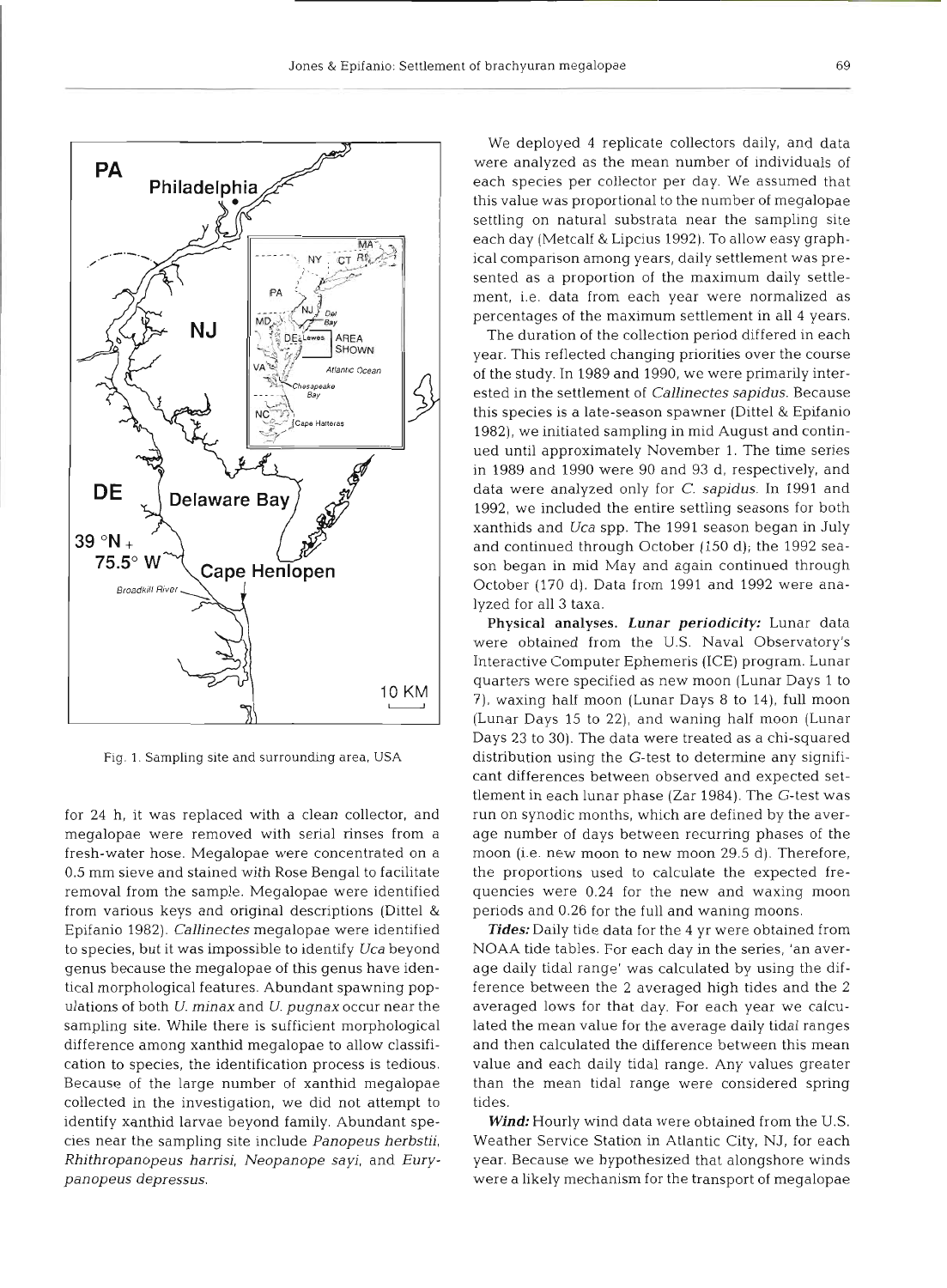Fig. 1. Sampling site and surrounding area, USA

for 24 h, it was replaced with a clean collector, and megalopae were removed with serial rinses from a fresh-water hose. Megalopae were concentrated on a 0.5 mm sieve and stained with Rose Bengal to facilitate removal from the sample. Megalopae were identified from various keys and original descriptions (Dittel & Epifanio 1982). *Callinectes* megalopae were identified to species, but it was impossible to identify *Uca* beyond genus because the megalopae of this genus have identical morphological features. Abundant spawning populations of both *U. minax* and *U. pugnax* occur near the sampling site. While there is sufficient morphological difference among xanthid megalopae to allow classification to species, the identification process is tedious. Because of the large number of xanthid megalopae collected in the investigation, we did not attempt to identify xanthid larvae beyond family. Abundant species near the sampling site include *Panopeus herbstii*, *Rhithropanopeus harrisi*, *Neopanope sayi*, and *Eurypanopeus depressus*.

We deployed 4 replicate collectors daily, and data were analyzed as the mean number of individuals of each species per collector per day. We assumed that this value was proportional to the number of megalopae settling on natural substrata near the sampling site each day (Metcalf & Lipcius 1992). To allow easy graphical comparison among years, daily settlement was presented as a proportion of the maximum daily settlement, i.e. data from each year were normalized as percentages of the maximum settlement in all 4 years.

The duration of the collection period differed in each year. This reflected changing priorities over the course of the study. In 1989 and 1990, we were primarily interested in the settlement of *Callinectes sapidus*. Because this species is a late-season spawner (Dittel & Epifanio 1982), we initiated sampling in mid August and continued until approximately November 1. The time series in 1989 and 1990 were 90 and 93 d, respectively, and data were analyzed only for *C. sapidus*. In 1991 and 1992, we included the entire settling seasons for both xanthids and *Uca* spp. The 1991 season began in July and continued through October (150 d); the 1992 season began in mid May and again continued through October (170 d). Data from 1991 and 1992 were analyzed for all 3 taxa.

**Physical analyses.** ***Lunar periodicity:*** Lunar data were obtained from the U.S. Naval Observatory's Interactive Computer Ephemeris (ICE) program. Lunar quarters were specified as new moon (Lunar Days 1 to 7), waxing half moon (Lunar Days 8 to 14), full moon (Lunar Days 15 to 22), and waning half moon (Lunar Days 23 to 30). The data were treated as a chi-squared distribution using the *G*-test to determine any significant differences between observed and expected settlement in each lunar phase (Zar 1984). The *G*-test was run on synodic months, which are defined by the average number of days between recurring phases of the moon (i.e. new moon to new moon 29.5 d). Therefore, the proportions used to calculate the expected frequencies were 0.24 for the new and waxing moon periods and 0.26 for the full and waning moons.

***Tides:*** Daily tide data for the 4 yr were obtained from NOAA tide tables. For each day in the series, 'an average daily tidal range' was calculated by using the difference between the 2 averaged high tides and the 2 averaged lows for that day. For each year we calculated the mean value for the average daily tidal ranges and then calculated the difference between this mean value and each daily tidal range. Any values greater than the mean tidal range were considered spring tides.

***Wind:*** Hourly wind data were obtained from the U.S. Weather Service Station in Atlantic City, NJ, for each year. Because we hypothesized that alongshore winds were a likely mechanism for the transport of megalopae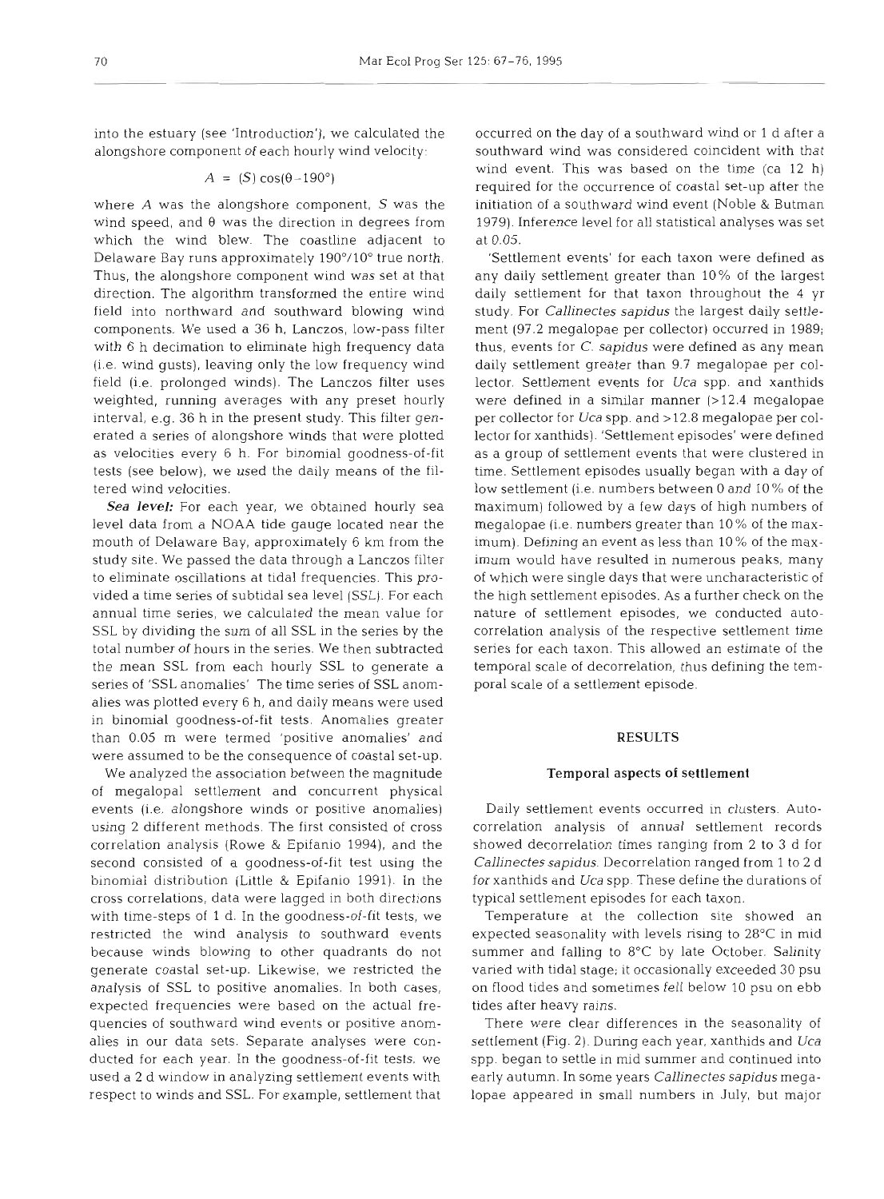into the estuary (see 'Introduction'), we calculated the alongshore component of each hourly wind velocity:

$$A = (S)\cos(\theta - 190°)$$

where $A$ was the alongshore component, $S$ was the wind speed, and $\theta$ was the direction in degrees from which the wind blew. The coastline adjacent to Delaware Bay runs approximately 190°/10° true north. Thus, the alongshore component wind was set at that direction. The algorithm transformed the entire wind field into northward and southward blowing wind components. We used a 36 h, Lanczos, low-pass filter with 6 h decimation to eliminate high frequency data (i.e. wind gusts), leaving only the low frequency wind field (i.e. prolonged winds). The Lanczos filter uses weighted, running averages with any preset hourly interval, e.g. 36 h in the present study. This filter generated a series of alongshore winds that were plotted as velocities every 6 h. For binomial goodness-of-fit tests (see below), we used the daily means of the filtered wind velocities.

**Sea level:** For each year, we obtained hourly sea level data from a NOAA tide gauge located near the mouth of Delaware Bay, approximately 6 km from the study site. We passed the data through a Lanczos filter to eliminate oscillations at tidal frequencies. This provided a time series of subtidal sea level (SSL). For each annual time series, we calculated the mean value for SSL by dividing the sum of all SSL in the series by the total number of hours in the series. We then subtracted the mean SSL from each hourly SSL to generate a series of 'SSL anomalies' The time series of SSL anomalies was plotted every 6 h, and daily means were used in binomial goodness-of-fit tests. Anomalies greater than 0.05 m were termed 'positive anomalies' and were assumed to be the consequence of coastal set-up.

We analyzed the association between the magnitude of megalopal settlement and concurrent physical events (i.e. alongshore winds or positive anomalies) using 2 different methods. The first consisted of cross correlation analysis (Rowe & Epifanio 1994), and the second consisted of a goodness-of-fit test using the binomial distribution (Little & Epifanio 1991). In the cross correlations, data were lagged in both directions with time-steps of 1 d. In the goodness-of-fit tests, we restricted the wind analysis to southward events because winds blowing to other quadrants do not generate coastal set-up. Likewise, we restricted the analysis of SSL to positive anomalies. In both cases, expected frequencies were based on the actual frequencies of southward wind events or positive anomalies in our data sets. Separate analyses were conducted for each year. In the goodness-of-fit tests, we used a 2 d window in analyzing settlement events with respect to winds and SSL. For example, settlement that occurred on the day of a southward wind or 1 d after a southward wind was considered coincident with that wind event. This was based on the time (ca 12 h) required for the occurrence of coastal set-up after the initiation of a southward wind event (Noble & Butman 1979). Inference level for all statistical analyses was set at 0.05.

'Settlement events' for each taxon were defined as any daily settlement greater than 10% of the largest daily settlement for that taxon throughout the 4 yr study. For *Callinectes sapidus* the largest daily settlement (97.2 megalopae per collector) occurred in 1989; thus, events for *C. sapidus* were defined as any mean daily settlement greater than 9.7 megalopae per collector. Settlement events for *Uca* spp. and xanthids were defined in a similar manner (>12.4 megalopae per collector for *Uca* spp. and >12.8 megalopae per collector for xanthids). 'Settlement episodes' were defined as a group of settlement events that were clustered in time. Settlement episodes usually began with a day of low settlement (i.e. numbers between 0 and 10% of the maximum) followed by a few days of high numbers of megalopae (i.e. numbers greater than 10% of the maximum). Defining an event as less than 10% of the maximum would have resulted in numerous peaks, many of which were single days that were uncharacteristic of the high settlement episodes. As a further check on the nature of settlement episodes, we conducted autocorrelation analysis of the respective settlement time series for each taxon. This allowed an estimate of the temporal scale of decorrelation, thus defining the temporal scale of a settlement episode.

## RESULTS

### Temporal aspects of settlement

Daily settlement events occurred in clusters. Autocorrelation analysis of annual settlement records showed decorrelation times ranging from 2 to 3 d for *Callinectes sapidus*. Decorrelation ranged from 1 to 2 d for xanthids and *Uca* spp. These define the durations of typical settlement episodes for each taxon.

Temperature at the collection site showed an expected seasonality with levels rising to 28°C in mid summer and falling to 8°C by late October. Salinity varied with tidal stage; it occasionally exceeded 30 psu on flood tides and sometimes fell below 10 psu on ebb tides after heavy rains.

There were clear differences in the seasonality of settlement (Fig. 2). During each year, xanthids and *Uca* spp. began to settle in mid summer and continued into early autumn. In some years *Callinectes sapidus* megalopae appeared in small numbers in July, but major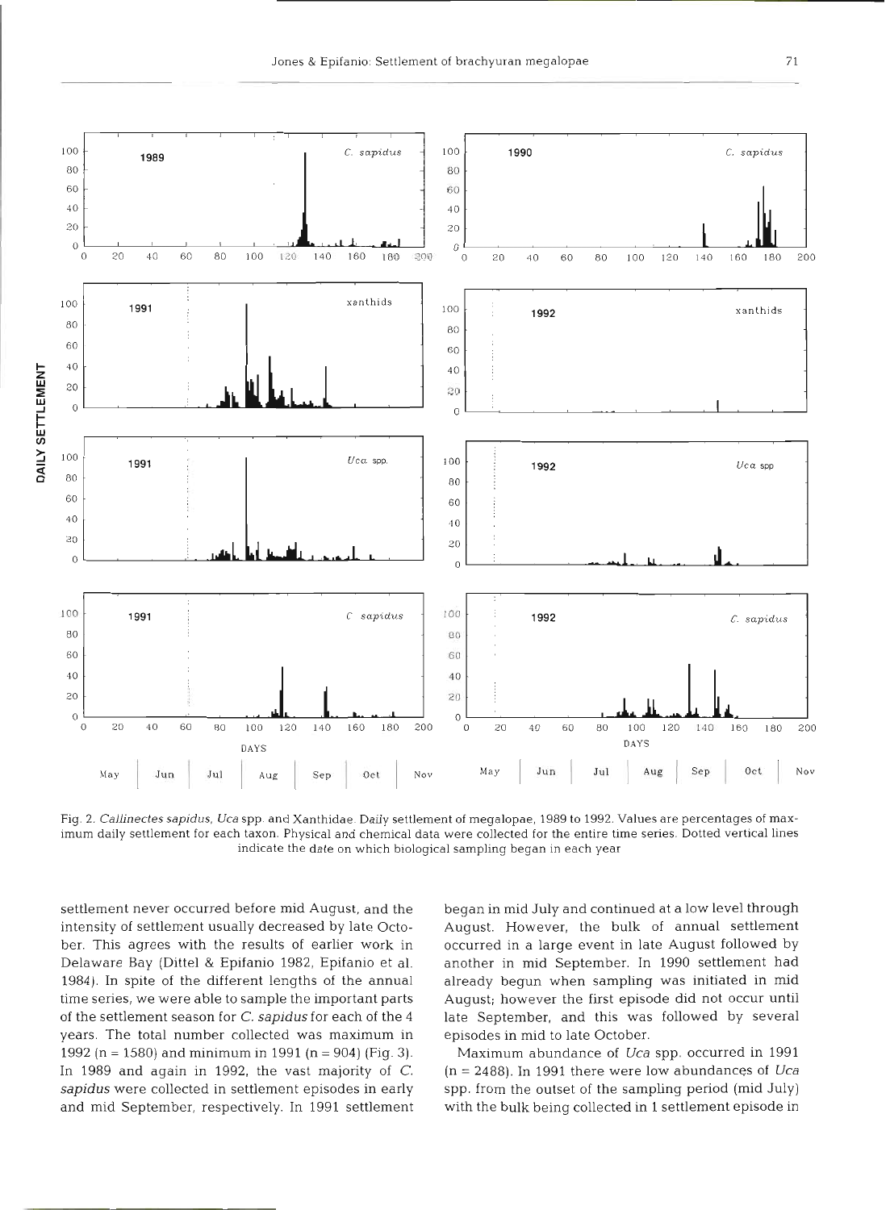Fig. 2. *Callinectes sapidus*, *Uca* spp. and Xanthidae. Daily settlement of megalopae, 1989 to 1992. Values are percentages of maximum daily settlement for each taxon. Physical and chemical data were collected for the entire time series. Dotted vertical lines indicate the date on which biological sampling began in each year

settlement never occurred before mid August, and the intensity of settlement usually decreased by late October. This agrees with the results of earlier work in Delaware Bay (Dittel & Epifanio 1982, Epifanio et al. 1984). In spite of the different lengths of the annual time series, we were able to sample the important parts of the settlement season for *C. sapidus* for each of the 4 years. The total number collected was maximum in 1992 (n = 1580) and minimum in 1991 (n = 904) (Fig. 3). In 1989 and again in 1992, the vast majority of *C. sapidus* were collected in settlement episodes in early and mid September, respectively. In 1991 settlement began in mid July and continued at a low level through August. However, the bulk of annual settlement occurred in a large event in late August followed by another in mid September. In 1990 settlement had already begun when sampling was initiated in mid August; however the first episode did not occur until late September, and this was followed by several episodes in mid to late October.

Maximum abundance of *Uca* spp. occurred in 1991 (n = 2488). In 1991 there were low abundances of *Uca* spp. from the outset of the sampling period (mid July) with the bulk being collected in 1 settlement episode in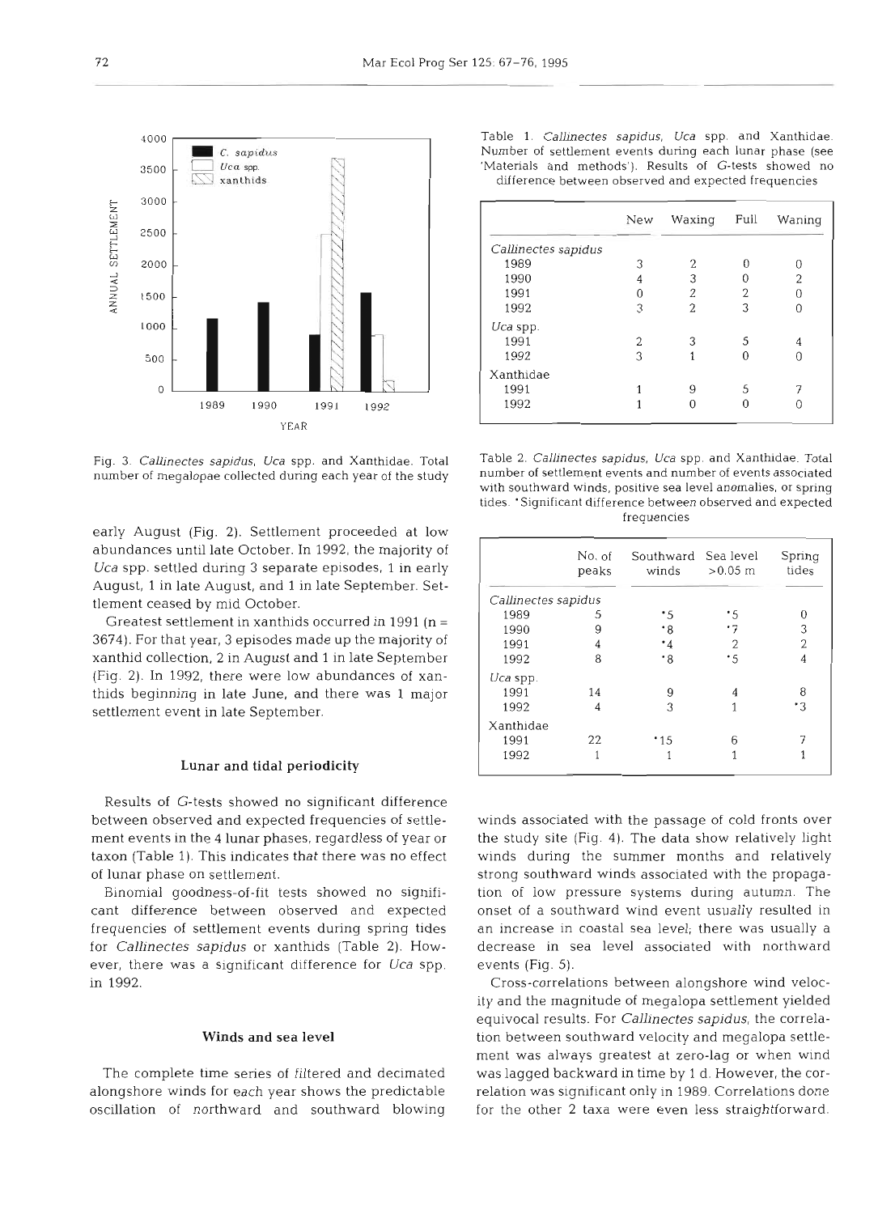Fig. 3. *Callinectes sapidus*, *Uca* spp. and Xanthidae. Total number of megalopae collected during each year of the study

Table 1. *Callinectes sapidus*, *Uca* spp. and Xanthidae. Number of settlement events during each lunar phase (see 'Materials and methods'). Results of G-tests showed no difference between observed and expected frequencies

| | New | Waxing | Full | Waning |
|---|---|---|---|---|
| *Callinectes sapidus* | | | | |
| 1989 | 3 | 2 | 0 | 0 |
| 1990 | 4 | 3 | 0 | 2 |
| 1991 | 0 | 2 | 2 | 0 |
| 1992 | 3 | 2 | 3 | 0 |
| *Uca* spp. | | | | |
| 1991 | 2 | 3 | 5 | 4 |
| 1992 | 3 | 1 | 0 | 0 |
| Xanthidae | | | | |
| 1991 | 1 | 9 | 5 | 7 |
| 1992 | 1 | 0 | 0 | 0 |

Table 2. *Callinectes sapidus*, *Uca* spp. and Xanthidae. Total number of settlement events and number of events associated with southward winds, positive sea level anomalies, or spring tides. *Significant difference between observed and expected frequencies

| | No. of peaks | Southward winds | Sea level >0.05 m | Spring tides |
|---|---|---|---|---|
| *Callinectes sapidus* | | | | |
| 1989 | 5 | *5 | *5 | 0 |
| 1990 | 9 | *8 | *7 | 3 |
| 1991 | 4 | *4 | 2 | 2 |
| 1992 | 8 | *8 | *5 | 4 |
| *Uca* spp. | | | | |
| 1991 | 14 | 9 | 4 | 8 |
| 1992 | 4 | 3 | 1 | *3 |
| Xanthidae | | | | |
| 1991 | 22 | *15 | 6 | 7 |
| 1992 | 1 | 1 | 1 | 1 |

early August (Fig. 2). Settlement proceeded at low abundances until late October. In 1992, the majority of *Uca* spp. settled during 3 separate episodes, 1 in early August, 1 in late August, and 1 in late September. Settlement ceased by mid October.

Greatest settlement in xanthids occurred in 1991 (n = 3674). For that year, 3 episodes made up the majority of xanthid collection, 2 in August and 1 in late September (Fig. 2). In 1992, there were low abundances of xanthids beginning in late June, and there was 1 major settlement event in late September.

### Lunar and tidal periodicity

Results of G-tests showed no significant difference between observed and expected frequencies of settlement events in the 4 lunar phases, regardless of year or taxon (Table 1). This indicates that there was no effect of lunar phase on settlement.

Binomial goodness-of-fit tests showed no significant difference between observed and expected frequencies of settlement events during spring tides for *Callinectes sapidus* or xanthids (Table 2). However, there was a significant difference for *Uca* spp. in 1992.

### Winds and sea level

The complete time series of filtered and decimated alongshore winds for each year shows the predictable oscillation of northward and southward blowing winds associated with the passage of cold fronts over the study site (Fig. 4). The data show relatively light winds during the summer months and relatively strong southward winds associated with the propagation of low pressure systems during autumn. The onset of a southward wind event usually resulted in an increase in coastal sea level; there was usually a decrease in sea level associated with northward events (Fig. 5).

Cross-correlations between alongshore wind velocity and the magnitude of megalopa settlement yielded equivocal results. For *Callinectes sapidus*, the correlation between southward velocity and megalopa settlement was always greatest at zero-lag or when wind was lagged backward in time by 1 d. However, the correlation was significant only in 1989. Correlations done for the other 2 taxa were even less straightforward.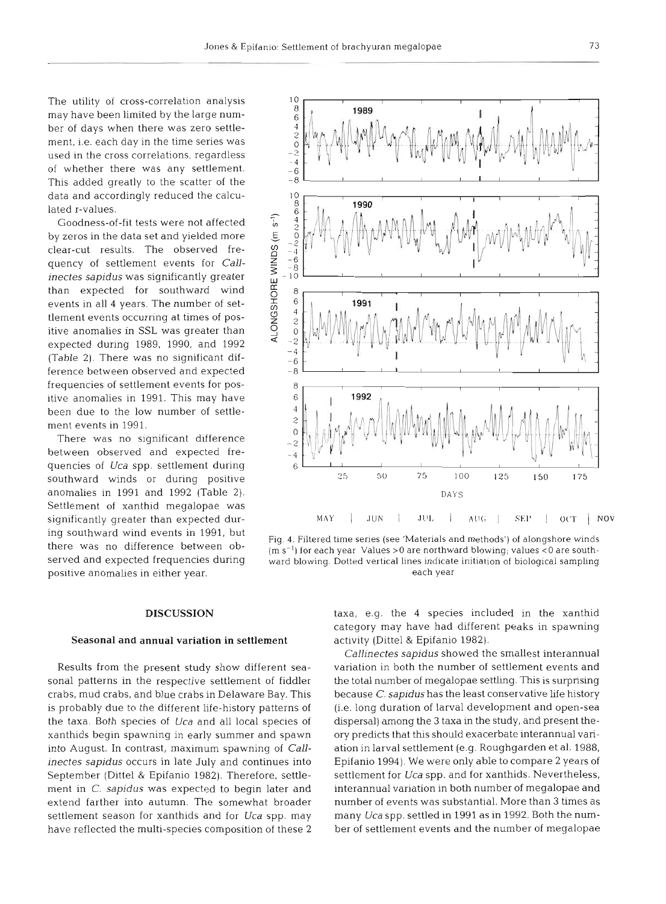The utility of cross-correlation analysis may have been limited by the large number of days when there was zero settlement, i.e. each day in the time series was used in the cross correlations, regardless of whether there was any settlement. This added greatly to the scatter of the data and accordingly reduced the calculated r-values.

Goodness-of-fit tests were not affected by zeros in the data set and yielded more clear-cut results. The observed frequency of settlement events for *Callinectes sapidus* was significantly greater than expected for southward wind events in all 4 years. The number of settlement events occurring at times of positive anomalies in SSL was greater than expected during 1989, 1990, and 1992 (Table 2). There was no significant difference between observed and expected frequencies of settlement events for positive anomalies in 1991. This may have been due to the low number of settlement events in 1991.

There was no significant difference between observed and expected frequencies of *Uca* spp. settlement during southward winds or during positive anomalies in 1991 and 1992 (Table 2). Settlement of xanthid megalopae was significantly greater than expected during southward wind events in 1991, but there was no difference between observed and expected frequencies during positive anomalies in either year.

Fig. 4. Filtered time series (see 'Materials and methods') of alongshore winds (m $s^{-1}$) for each year Values >0 are northward blowing; values <0 are southward blowing. Dotted vertical lines indicate initiation of biological sampling each year

## DISCUSSION

### Seasonal and annual variation in settlement

Results from the present study show different seasonal patterns in the respective settlement of fiddler crabs, mud crabs, and blue crabs in Delaware Bay. This is probably due to the different life-history patterns of the taxa. Both species of *Uca* and all local species of xanthids begin spawning in early summer and spawn into August. In contrast, maximum spawning of *Callinectes sapidus* occurs in late July and continues into September (Dittel & Epifanio 1982). Therefore, settlement in *C. sapidus* was expected to begin later and extend farther into autumn. The somewhat broader settlement season for xanthids and for *Uca* spp. may have reflected the multi-species composition of these 2 taxa, e.g. the 4 species included in the xanthid category may have had different peaks in spawning activity (Dittel & Epifanio 1982).

*Callinectes sapidus* showed the smallest interannual variation in both the number of settlement events and the total number of megalopae settling. This is surprising because *C. sapidus* has the least conservative life history (i.e. long duration of larval development and open-sea dispersal) among the 3 taxa in the study, and present theory predicts that this should exacerbate interannual variation in larval settlement (e.g. Roughgarden et al. 1988, Epifanio 1994). We were only able to compare 2 years of settlement for *Uca* spp. and for xanthids. Nevertheless, interannual variation in both number of megalopae and number of events was substantial. More than 3 times as many *Uca* spp. settled in 1991 as in 1992. Both the number of settlement events and the number of megalopae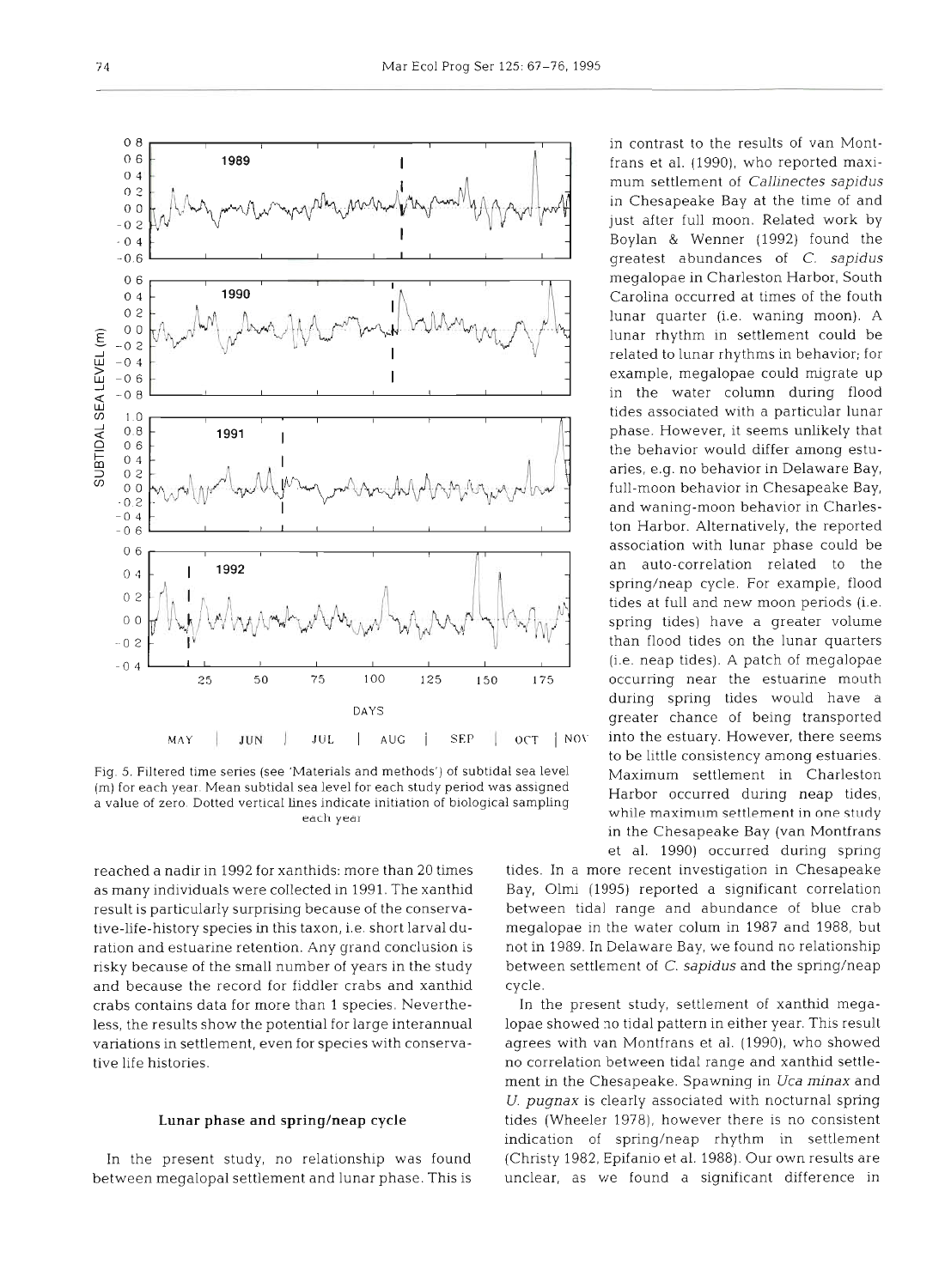Fig. 5. Filtered time series (see 'Materials and methods') of subtidal sea level (m) for each year. Mean subtidal sea level for each study period was assigned a value of zero. Dotted vertical lines indicate initiation of biological sampling each year

reached a nadir in 1992 for xanthids: more than 20 times as many individuals were collected in 1991. The xanthid result is particularly surprising because of the conservative-life-history species in this taxon, i.e. short larval duration and estuarine retention. Any grand conclusion is risky because of the small number of years in the study and because the record for fiddler crabs and xanthid crabs contains data for more than 1 species. Nevertheless, the results show the potential for large interannual variations in settlement, even for species with conservative life histories.

### Lunar phase and spring/neap cycle

In the present study, no relationship was found between megalopal settlement and lunar phase. This is in contrast to the results of van Montfrans et al. (1990), who reported maximum settlement of *Callinectes sapidus* in Chesapeake Bay at the time of and just after full moon. Related work by Boylan & Wenner (1992) found the greatest abundances of *C. sapidus* megalopae in Charleston Harbor, South Carolina occurred at times of the fouth lunar quarter (i.e. waning moon). A lunar rhythm in settlement could be related to lunar rhythms in behavior; for example, megalopae could migrate up in the water column during flood tides associated with a particular lunar phase. However, it seems unlikely that the behavior would differ among estuaries, e.g. no behavior in Delaware Bay, full-moon behavior in Chesapeake Bay, and waning-moon behavior in Charleston Harbor. Alternatively, the reported association with lunar phase could be an auto-correlation related to the spring/neap cycle. For example, flood tides at full and new moon periods (i.e. spring tides) have a greater volume than flood tides on the lunar quarters (i.e. neap tides). A patch of megalopae occurring near the estuarine mouth during spring tides would have a greater chance of being transported into the estuary. However, there seems to be little consistency among estuaries. Maximum settlement in Charleston Harbor occurred during neap tides, while maximum settlement in one study in the Chesapeake Bay (van Montfrans et al. 1990) occurred during spring tides. In a more recent investigation in Chesapeake Bay, Olmi (1995) reported a significant correlation between tidal range and abundance of blue crab megalopae in the water colum in 1987 and 1988, but not in 1989. In Delaware Bay, we found no relationship between settlement of *C. sapidus* and the spring/neap cycle.

In the present study, settlement of xanthid megalopae showed no tidal pattern in either year. This result agrees with van Montfrans et al. (1990), who showed no correlation between tidal range and xanthid settlement in the Chesapeake. Spawning in *Uca minax* and *U. pugnax* is clearly associated with nocturnal spring tides (Wheeler 1978), however there is no consistent indication of spring/neap rhythm in settlement (Christy 1982, Epifanio et al. 1988). Our own results are unclear, as we found a significant difference in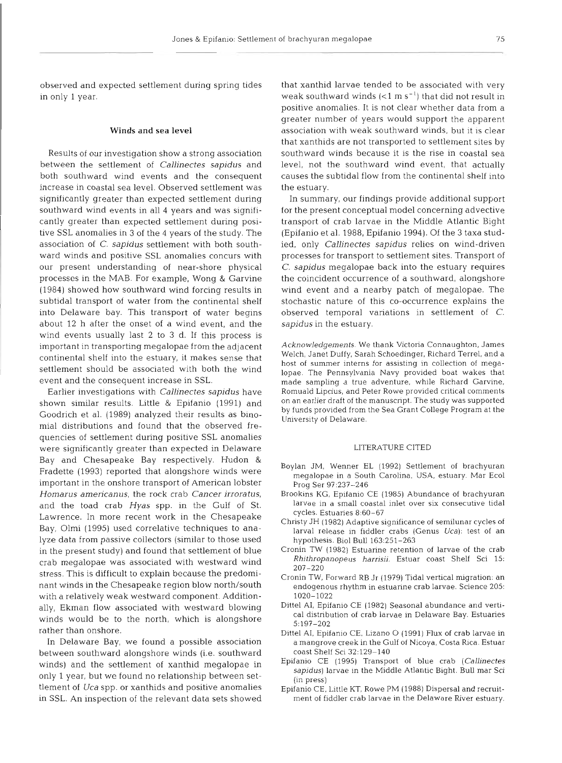observed and expected settlement during spring tides in only 1 year.

### Winds and sea level

Results of our investigation show a strong association between the settlement of *Callinectes sapidus* and both southward wind events and the consequent increase in coastal sea level. Observed settlement was significantly greater than expected settlement during southward wind events in all 4 years and was significantly greater than expected settlement during positive SSL anomalies in 3 of the 4 years of the study. The association of *C. sapidus* settlement with both southward winds and positive SSL anomalies concurs with our present understanding of near-shore physical processes in the MAB. For example, Wong & Garvine (1984) showed how southward wind forcing results in subtidal transport of water from the continental shelf into Delaware bay. This transport of water begins about 12 h after the onset of a wind event, and the wind events usually last 2 to 3 d. If this process is important in transporting megalopae from the adjacent continental shelf into the estuary, it makes sense that settlement should be associated with both the wind event and the consequent increase in SSL.

Earlier investigations with *Callinectes sapidus* have shown similar results. Little & Epifanio (1991) and Goodrich et al. (1989) analyzed their results as binomial distributions and found that the observed frequencies of settlement during positive SSL anomalies were significantly greater than expected in Delaware Bay and Chesapeake Bay respectively. Hudon & Fradette (1993) reported that alongshore winds were important in the onshore transport of American lobster *Homarus americanus*, the rock crab *Cancer irroratus*, and the toad crab *Hyas* spp. in the Gulf of St. Lawrence. In more recent work in the Chesapeake Bay, Olmi (1995) used correlative techniques to analyze data from passive collectors (similar to those used in the present study) and found that settlement of blue crab megalopae was associated with westward wind stress. This is difficult to explain because the predominant winds in the Chesapeake region blow north/south with a relatively weak westward component. Additionally, Ekman flow associated with westward blowing winds would be to the north, which is alongshore rather than onshore.

In Delaware Bay, we found a possible association between southward alongshore winds (i.e. southward winds) and the settlement of xanthid megalopae in only 1 year, but we found no relationship between settlement of *Uca* spp. or xanthids and positive anomalies in SSL. An inspection of the relevant data sets showed that xanthid larvae tended to be associated with very weak southward winds ($<1$ m s$^{-1}$) that did not result in positive anomalies. It is not clear whether data from a greater number of years would support the apparent association with weak southward winds, but it is clear that xanthids are not transported to settlement sites by southward winds because it is the rise in coastal sea level, not the southward wind event, that actually causes the subtidal flow from the continental shelf into the estuary.

In summary, our findings provide additional support for the present conceptual model concerning advective transport of crab larvae in the Middle Atlantic Bight (Epifanio et al. 1988, Epifanio 1994). Of the 3 taxa studied, only *Callinectes sapidus* relies on wind-driven processes for transport to settlement sites. Transport of *C. sapidus* megalopae back into the estuary requires the coincident occurrence of a southward, alongshore wind event and a nearby patch of megalopae. The stochastic nature of this co-occurrence explains the observed temporal variations in settlement of *C. sapidus* in the estuary.

*Acknowledgements.* We thank Victoria Connaughton, James Welch, Janet Duffy, Sarah Schoedinger, Richard Terrel, and a host of summer interns for assisting in collection of megalopae. The Pennsylvania Navy provided boat wakes that made sampling a true adventure, while Richard Garvine, Romuald Lipcius, and Peter Rowe provided critical comments on an earlier draft of the manuscript. The study was supported by funds provided from the Sea Grant College Program at the University of Delaware.

### LITERATURE CITED

Boylan JM, Wenner EL (1992) Settlement of brachyuran megalopae in a South Carolina, USA, estuary. Mar Ecol Prog Ser 97:237–246

Brookins KG, Epifanio CE (1985) Abundance of brachyuran larvae in a small coastal inlet over six consecutive tidal cycles. Estuaries 8:60–67

Christy JH (1982) Adaptive significance of semilunar cycles of larval release in fiddler crabs (Genus *Uca*): test of an hypothesis. Biol Bull 163:251–263

Cronin TW (1982) Estuarine retention of larvae of the crab *Rhithropanopeus harrisii*. Estuar coast Shelf Sci 15: 207–220

Cronin TW, Forward RB Jr (1979) Tidal vertical migration: an endogenous rhythm in estuarine crab larvae. Science 205: 1020–1022

Dittel AI, Epifanio CE (1982) Seasonal abundance and vertical distribution of crab larvae in Delaware Bay. Estuaries 5:197–202

Dittel AI, Epifanio CE, Lizano O (1991) Flux of crab larvae in a mangrove creek in the Gulf of Nicoya, Costa Rica. Estuar coast Shelf Sci 32:129–140

Epifanio CE (1995) Transport of blue crab (*Callinectes sapidus*) larvae in the Middle Atlantic Bight. Bull mar Sci (in press)

Epifanio CE, Little KT, Rowe PM (1988) Dispersal and recruitment of fiddler crab larvae in the Delaware River estuary.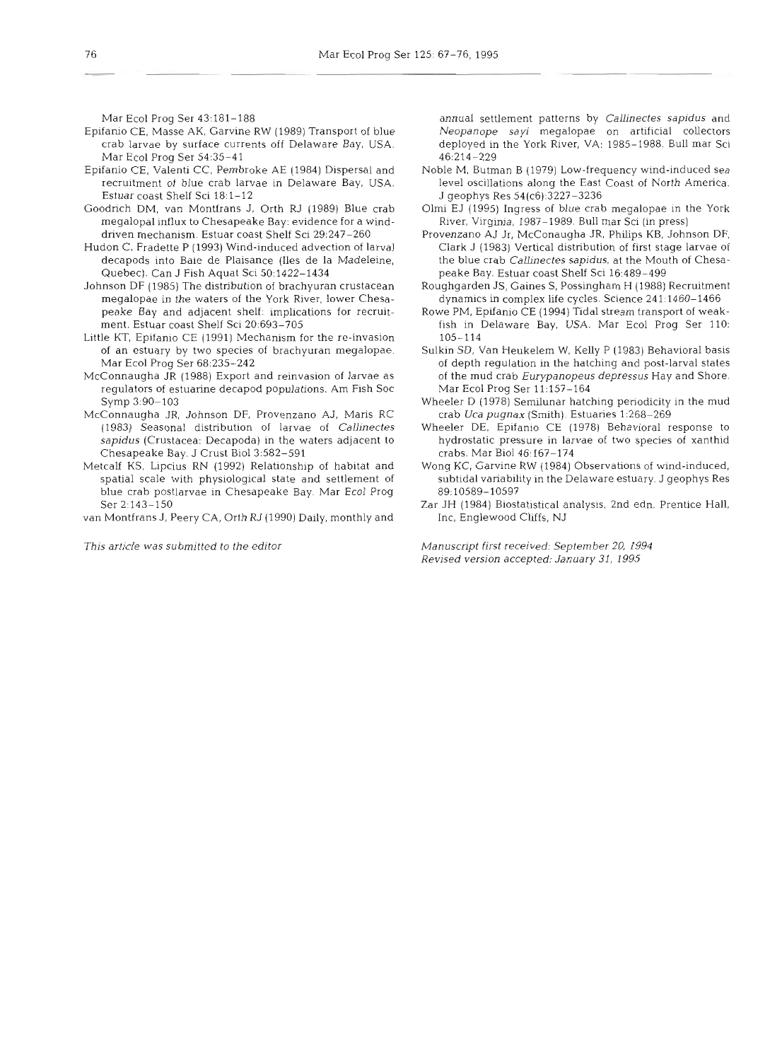Mar Ecol Prog Ser 43:181–188

Epifanio CE, Masse AK, Garvine RW (1989) Transport of blue crab larvae by surface currents off Delaware Bay, USA. Mar Ecol Prog Ser 54:35–41

Epifanio CE, Valenti CC, Pembroke AE (1984) Dispersal and recruitment of blue crab larvae in Delaware Bay, USA. Estuar coast Shelf Sci 18:1–12

Goodrich DM, van Montfrans J, Orth RJ (1989) Blue crab megalopal influx to Chesapeake Bay: evidence for a wind-driven mechanism. Estuar coast Shelf Sci 29:247–260

Hudon C, Fradette P (1993) Wind-induced advection of larval decapods into Baie de Plaisance (Iles de la Madeleine, Quebec). Can J Fish Aquat Sci 50:1422–1434

Johnson DF (1985) The distribution of brachyuran crustacean megalopae in the waters of the York River, lower Chesapeake Bay and adjacent shelf: implications for recruitment. Estuar coast Shelf Sci 20:693–705

Little KT, Epifanio CE (1991) Mechanism for the re-invasion of an estuary by two species of brachyuran megalopae. Mar Ecol Prog Ser 68:235–242

McConnaugha JR (1988) Export and reinvasion of larvae as regulators of estuarine decapod populations. Am Fish Soc Symp 3:90–103

McConnaugha JR, Johnson DF, Provenzano AJ, Maris RC (1983) Seasonal distribution of larvae of *Callinectes sapidus* (Crustacea: Decapoda) in the waters adjacent to Chesapeake Bay. J Crust Biol 3:582–591

Metcalf KS, Lipcius RN (1992) Relationship of habitat and spatial scale with physiological state and settlement of blue crab postlarvae in Chesapeake Bay. Mar Ecol Prog Ser 2:143–150

van Montfrans J, Peery CA, Orth RJ (1990) Daily, monthly and annual settlement patterns by *Callinectes sapidus* and *Neopanope sayi* megalopae on artificial collectors deployed in the York River, VA: 1985–1988. Bull mar Sci 46:214–229

Noble M, Butman B (1979) Low-frequency wind-induced sea level oscillations along the East Coast of North America. J geophys Res 54(c6):3227–3236

Olmi EJ (1995) Ingress of blue crab megalopae in the York River, Virginia, 1987–1989. Bull mar Sci (in press)

Provenzano AJ Jr, McConaugha JR, Philips KB, Johnson DF, Clark J (1983) Vertical distribution of first stage larvae of the blue crab *Callinectes sapidus*, at the Mouth of Chesapeake Bay. Estuar coast Shelf Sci 16:489–499

Roughgarden JS, Gaines S, Possingham H (1988) Recruitment dynamics in complex life cycles. Science 241:1460–1466

Rowe PM, Epifanio CE (1994) Tidal stream transport of weakfish in Delaware Bay, USA. Mar Ecol Prog Ser 110:105–114

Sulkin SD, Van Heukelem W, Kelly P (1983) Behavioral basis of depth regulation in the hatching and post-larval states of the mud crab *Eurypanopeus depressus* Hay and Shore. Mar Ecol Prog Ser 11:157–164

Wheeler D (1978) Semilunar hatching periodicity in the mud crab *Uca pugnax* (Smith). Estuaries 1:268–269

Wheeler DE, Epifanio CE (1978) Behavioral response to hydrostatic pressure in larvae of two species of xanthid crabs. Mar Biol 46:167–174

Wong KC, Garvine RW (1984) Observations of wind-induced, subtidal variability in the Delaware estuary. J geophys Res 89:10589–10597

Zar JH (1984) Biostatistical analysis, 2nd edn. Prentice Hall, Inc, Englewood Cliffs, NJ

*This article was submitted to the editor*

*Manuscript first received: September 20, 1994*
*Revised version accepted: January 31, 1995*